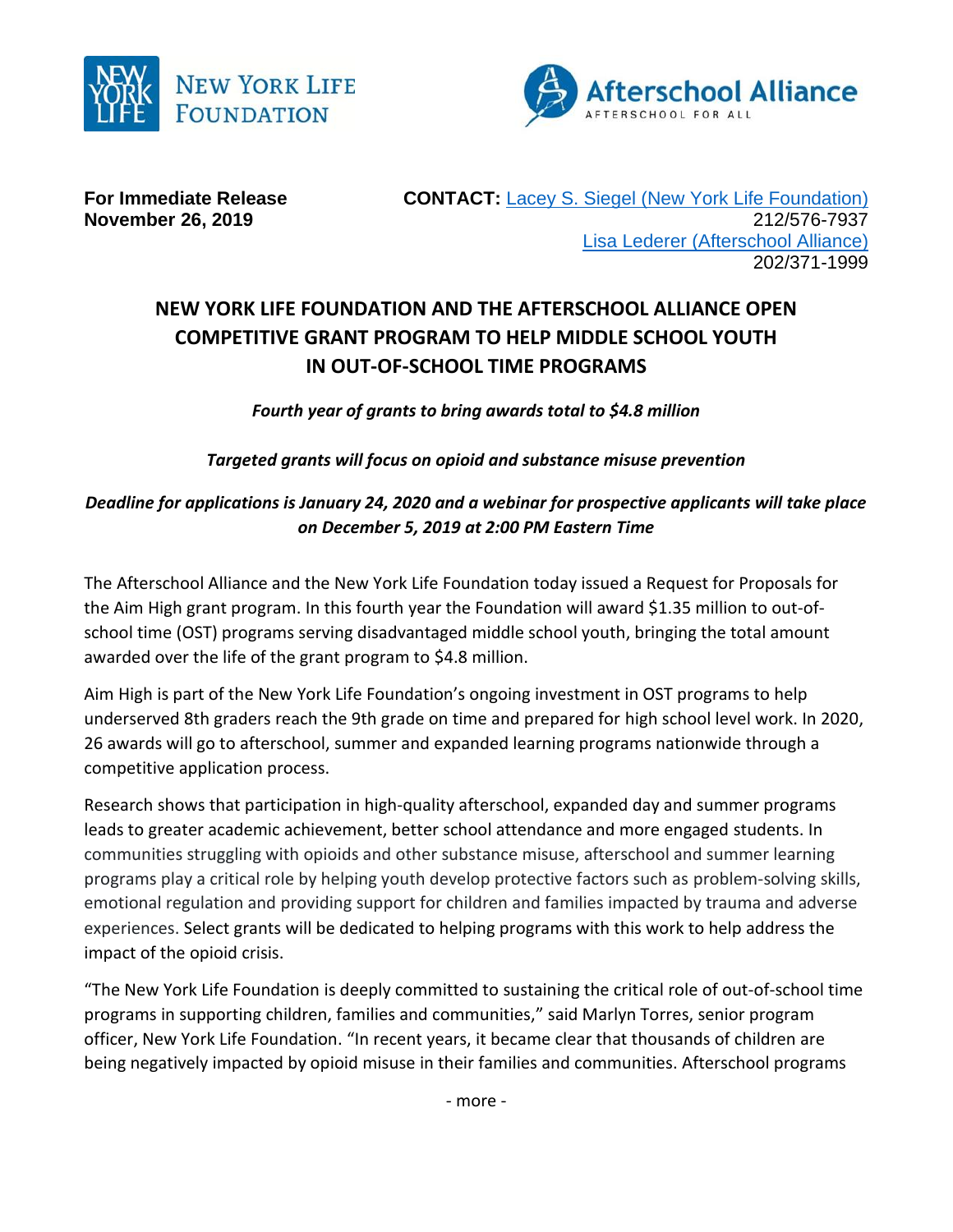New York Life Foundation | Afterschool Alliance — Afterschool for All

**For Immediate Release**
**November 26, 2019**

**CONTACT:** [Lacey S. Siegel (New York Life Foundation)](mailto:)
212/576-7937
[Lisa Lederer (Afterschool Alliance)](mailto:)
202/371-1999

# NEW YORK LIFE FOUNDATION AND THE AFTERSCHOOL ALLIANCE OPEN COMPETITIVE GRANT PROGRAM TO HELP MIDDLE SCHOOL YOUTH IN OUT-OF-SCHOOL TIME PROGRAMS

***Fourth year of grants to bring awards total to $4.8 million***

***Targeted grants will focus on opioid and substance misuse prevention***

***Deadline for applications is January 24, 2020 and a webinar for prospective applicants will take place on December 5, 2019 at 2:00 PM Eastern Time***

The Afterschool Alliance and the New York Life Foundation today issued a Request for Proposals for the Aim High grant program. In this fourth year the Foundation will award $1.35 million to out-of-school time (OST) programs serving disadvantaged middle school youth, bringing the total amount awarded over the life of the grant program to $4.8 million.

Aim High is part of the New York Life Foundation's ongoing investment in OST programs to help underserved 8th graders reach the 9th grade on time and prepared for high school level work. In 2020, 26 awards will go to afterschool, summer and expanded learning programs nationwide through a competitive application process.

Research shows that participation in high-quality afterschool, expanded day and summer programs leads to greater academic achievement, better school attendance and more engaged students. In communities struggling with opioids and other substance misuse, afterschool and summer learning programs play a critical role by helping youth develop protective factors such as problem-solving skills, emotional regulation and providing support for children and families impacted by trauma and adverse experiences. Select grants will be dedicated to helping programs with this work to help address the impact of the opioid crisis.

"The New York Life Foundation is deeply committed to sustaining the critical role of out-of-school time programs in supporting children, families and communities," said Marlyn Torres, senior program officer, New York Life Foundation. "In recent years, it became clear that thousands of children are being negatively impacted by opioid misuse in their families and communities. Afterschool programs

- more -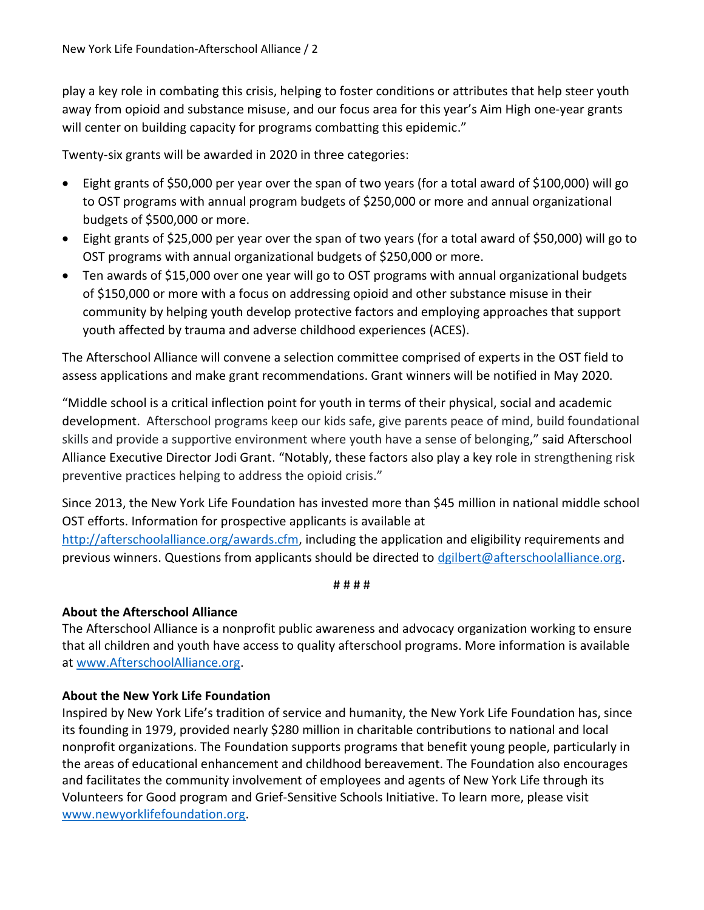play a key role in combating this crisis, helping to foster conditions or attributes that help steer youth away from opioid and substance misuse, and our focus area for this year's Aim High one-year grants will center on building capacity for programs combatting this epidemic."

Twenty-six grants will be awarded in 2020 in three categories:

- Eight grants of $50,000 per year over the span of two years (for a total award of $100,000) will go to OST programs with annual program budgets of $250,000 or more and annual organizational budgets of $500,000 or more.
- Eight grants of $25,000 per year over the span of two years (for a total award of $50,000) will go to OST programs with annual organizational budgets of $250,000 or more.
- Ten awards of $15,000 over one year will go to OST programs with annual organizational budgets of $150,000 or more with a focus on addressing opioid and other substance misuse in their community by helping youth develop protective factors and employing approaches that support youth affected by trauma and adverse childhood experiences (ACES).

The Afterschool Alliance will convene a selection committee comprised of experts in the OST field to assess applications and make grant recommendations. Grant winners will be notified in May 2020.

"Middle school is a critical inflection point for youth in terms of their physical, social and academic development. Afterschool programs keep our kids safe, give parents peace of mind, build foundational skills and provide a supportive environment where youth have a sense of belonging," said Afterschool Alliance Executive Director Jodi Grant. "Notably, these factors also play a key role in strengthening risk preventive practices helping to address the opioid crisis."

Since 2013, the New York Life Foundation has invested more than $45 million in national middle school OST efforts. Information for prospective applicants is available at http://afterschoolalliance.org/awards.cfm, including the application and eligibility requirements and previous winners. Questions from applicants should be directed to dgilbert@afterschoolalliance.org.

# # # #

**About the Afterschool Alliance**
The Afterschool Alliance is a nonprofit public awareness and advocacy organization working to ensure that all children and youth have access to quality afterschool programs. More information is available at www.AfterschoolAlliance.org.

**About the New York Life Foundation**
Inspired by New York Life's tradition of service and humanity, the New York Life Foundation has, since its founding in 1979, provided nearly $280 million in charitable contributions to national and local nonprofit organizations. The Foundation supports programs that benefit young people, particularly in the areas of educational enhancement and childhood bereavement. The Foundation also encourages and facilitates the community involvement of employees and agents of New York Life through its Volunteers for Good program and Grief-Sensitive Schools Initiative. To learn more, please visit www.newyorklifefoundation.org.